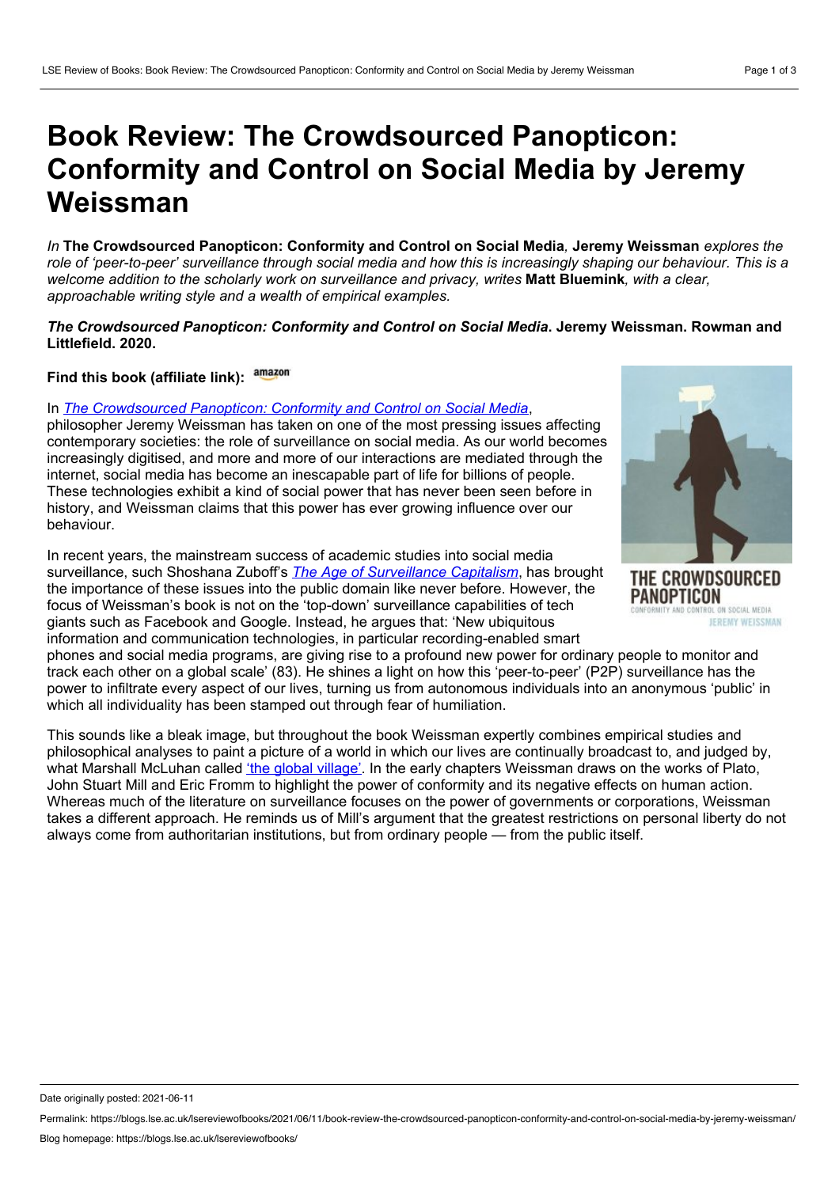# Book Review: The Crowdsourced Panopticon: Conformity and Control on Social Media by Jeremy Weissman

*In* **The Crowdsourced Panopticon: Conformity and Control on Social Media***,* **Jeremy Weissman** *explores the role of 'peer-to-peer' surveillance through social media and how this is increasingly shaping our behaviour. This is a welcome addition to the scholarly work on surveillance and privacy, writes* **Matt Bluemink***, with a clear, approachable writing style and a wealth of empirical examples.*

***The Crowdsourced Panopticon: Conformity and Control on Social Media*. Jeremy Weissman. Rowman and Littlefield. 2020.**

**Find this book (affiliate link):** amazon

In *The Crowdsourced Panopticon: Conformity and Control on Social Media*, philosopher Jeremy Weissman has taken on one of the most pressing issues affecting contemporary societies: the role of surveillance on social media. As our world becomes increasingly digitised, and more and more of our interactions are mediated through the internet, social media has become an inescapable part of life for billions of people. These technologies exhibit a kind of social power that has never been seen before in history, and Weissman claims that this power has ever growing influence over our behaviour.

In recent years, the mainstream success of academic studies into social media surveillance, such Shoshana Zuboff's *The Age of Surveillance Capitalism*, has brought the importance of these issues into the public domain like never before. However, the focus of Weissman's book is not on the 'top-down' surveillance capabilities of tech giants such as Facebook and Google. Instead, he argues that: 'New ubiquitous information and communication technologies, in particular recording-enabled smart phones and social media programs, are giving rise to a profound new power for ordinary people to monitor and track each other on a global scale' (83). He shines a light on how this 'peer-to-peer' (P2P) surveillance has the power to infiltrate every aspect of our lives, turning us from autonomous individuals into an anonymous 'public' in which all individuality has been stamped out through fear of humiliation.

This sounds like a bleak image, but throughout the book Weissman expertly combines empirical studies and philosophical analyses to paint a picture of a world in which our lives are continually broadcast to, and judged by, what Marshall McLuhan called 'the global village'. In the early chapters Weissman draws on the works of Plato, John Stuart Mill and Eric Fromm to highlight the power of conformity and its negative effects on human action. Whereas much of the literature on surveillance focuses on the power of governments or corporations, Weissman takes a different approach. He reminds us of Mill's argument that the greatest restrictions on personal liberty do not always come from authoritarian institutions, but from ordinary people — from the public itself.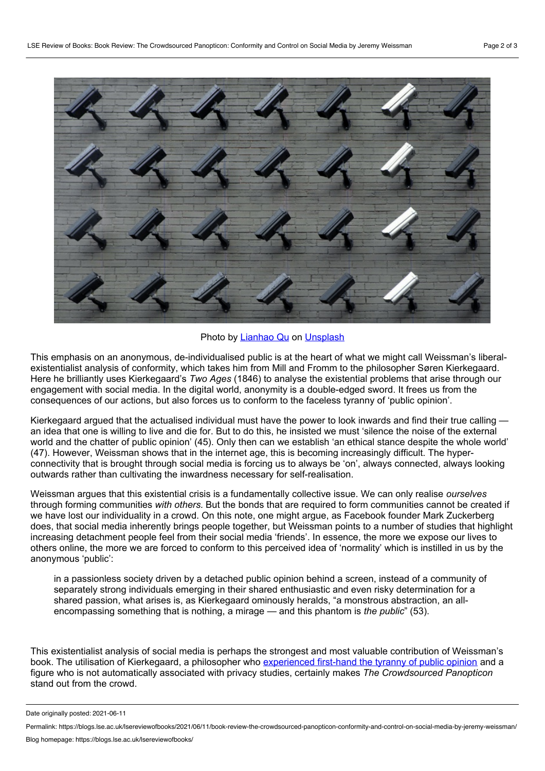Photo by [Lianhao Qu] on [Unsplash]

This emphasis on an anonymous, de-individualised public is at the heart of what we might call Weissman's liberal-existentialist analysis of conformity, which takes him from Mill and Fromm to the philosopher Søren Kierkegaard. Here he brilliantly uses Kierkegaard's *Two Ages* (1846) to analyse the existential problems that arise through our engagement with social media. In the digital world, anonymity is a double-edged sword. It frees us from the consequences of our actions, but also forces us to conform to the faceless tyranny of 'public opinion'.

Kierkegaard argued that the actualised individual must have the power to look inwards and find their true calling — an idea that one is willing to live and die for. But to do this, he insisted we must 'silence the noise of the external world and the chatter of public opinion' (45). Only then can we establish 'an ethical stance despite the whole world' (47). However, Weissman shows that in the internet age, this is becoming increasingly difficult. The hyper-connectivity that is brought through social media is forcing us to always be 'on', always connected, always looking outwards rather than cultivating the inwardness necessary for self-realisation.

Weissman argues that this existential crisis is a fundamentally collective issue. We can only realise *ourselves* through forming communities *with others.* But the bonds that are required to form communities cannot be created if we have lost our individuality in a crowd. On this note, one might argue, as Facebook founder Mark Zuckerberg does, that social media inherently brings people together, but Weissman points to a number of studies that highlight increasing detachment people feel from their social media 'friends'. In essence, the more we expose our lives to others online, the more we are forced to conform to this perceived idea of 'normality' which is instilled in us by the anonymous 'public':

> in a passionless society driven by a detached public opinion behind a screen, instead of a community of separately strong individuals emerging in their shared enthusiastic and even risky determination for a shared passion, what arises is, as Kierkegaard ominously heralds, "a monstrous abstraction, an all-encompassing something that is nothing, a mirage — and this phantom is *the public*" (53).

This existentialist analysis of social media is perhaps the strongest and most valuable contribution of Weissman's book. The utilisation of Kierkegaard, a philosopher who [experienced first-hand the tyranny of public opinion] and a figure who is not automatically associated with privacy studies, certainly makes *The Crowdsourced Panopticon* stand out from the crowd.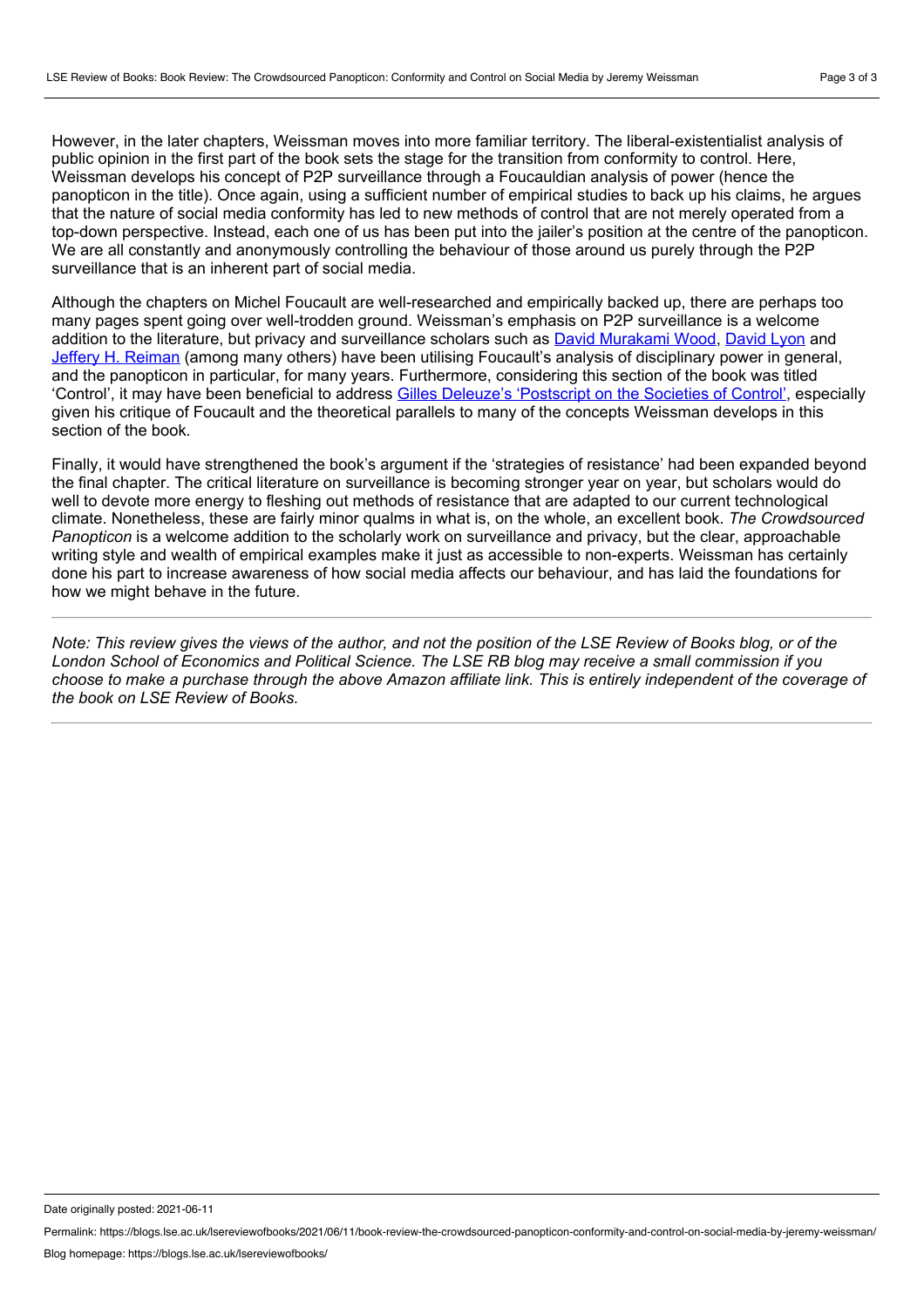However, in the later chapters, Weissman moves into more familiar territory. The liberal-existentialist analysis of public opinion in the first part of the book sets the stage for the transition from conformity to control. Here, Weissman develops his concept of P2P surveillance through a Foucauldian analysis of power (hence the panopticon in the title). Once again, using a sufficient number of empirical studies to back up his claims, he argues that the nature of social media conformity has led to new methods of control that are not merely operated from a top-down perspective. Instead, each one of us has been put into the jailer's position at the centre of the panopticon. We are all constantly and anonymously controlling the behaviour of those around us purely through the P2P surveillance that is an inherent part of social media.

Although the chapters on Michel Foucault are well-researched and empirically backed up, there are perhaps too many pages spent going over well-trodden ground. Weissman's emphasis on P2P surveillance is a welcome addition to the literature, but privacy and surveillance scholars such as David Murakami Wood, David Lyon and Jeffery H. Reiman (among many others) have been utilising Foucault's analysis of disciplinary power in general, and the panopticon in particular, for many years. Furthermore, considering this section of the book was titled 'Control', it may have been beneficial to address Gilles Deleuze's 'Postscript on the Societies of Control', especially given his critique of Foucault and the theoretical parallels to many of the concepts Weissman develops in this section of the book.

Finally, it would have strengthened the book's argument if the 'strategies of resistance' had been expanded beyond the final chapter. The critical literature on surveillance is becoming stronger year on year, but scholars would do well to devote more energy to fleshing out methods of resistance that are adapted to our current technological climate. Nonetheless, these are fairly minor qualms in what is, on the whole, an excellent book. *The Crowdsourced Panopticon* is a welcome addition to the scholarly work on surveillance and privacy, but the clear, approachable writing style and wealth of empirical examples make it just as accessible to non-experts. Weissman has certainly done his part to increase awareness of how social media affects our behaviour, and has laid the foundations for how we might behave in the future.

---

*Note: This review gives the views of the author, and not the position of the LSE Review of Books blog, or of the London School of Economics and Political Science. The LSE RB blog may receive a small commission if you choose to make a purchase through the above Amazon affiliate link. This is entirely independent of the coverage of the book on LSE Review of Books.*

---

Date originally posted: 2021-06-11

Permalink: https://blogs.lse.ac.uk/lsereviewofbooks/2021/06/11/book-review-the-crowdsourced-panopticon-conformity-and-control-on-social-media-by-jeremy-weissman/

Blog homepage: https://blogs.lse.ac.uk/lsereviewofbooks/